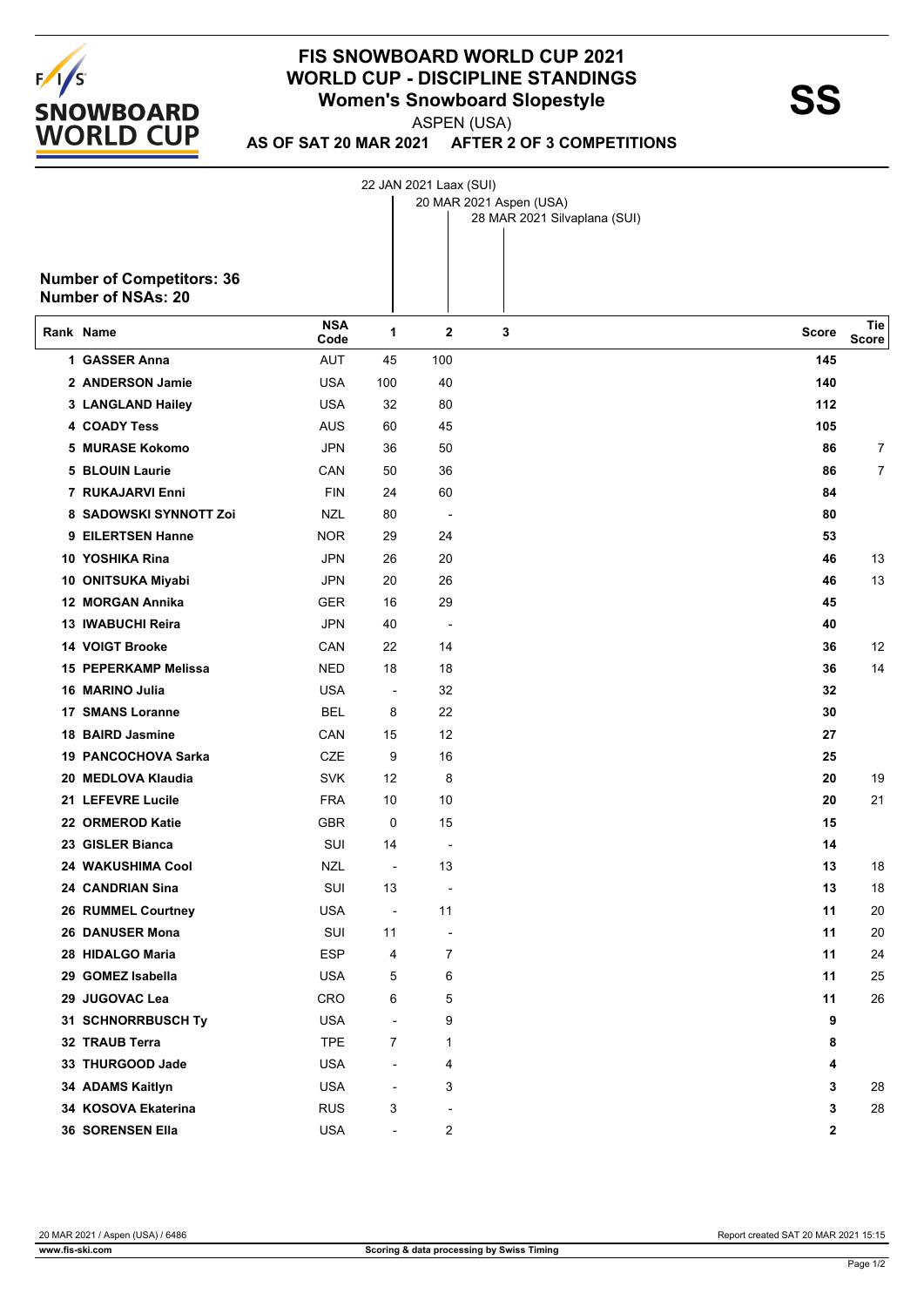# FIS SNOWBOARD WORLD CUP 2021
## WORLD CUP - DISCIPLINE STANDINGS
### Women's Snowboard Slopestyle

**SS**

ASPEN (USA)

**AS OF SAT 20 MAR 2021 AFTER 2 OF 3 COMPETITIONS**

1. 22 JAN 2021 Laax (SUI)
2. 20 MAR 2021 Aspen (USA)
3. 28 MAR 2021 Silvaplana (SUI)

**Number of Competitors: 36**
**Number of NSAs: 20**

| Rank | Name | NSA Code | 1 | 2 | 3 | Score | Tie Score |
|---|---|---|---|---|---|---|---|
| 1 | GASSER Anna | AUT | 45 | 100 | | 145 | |
| 2 | ANDERSON Jamie | USA | 100 | 40 | | 140 | |
| 3 | LANGLAND Hailey | USA | 32 | 80 | | 112 | |
| 4 | COADY Tess | AUS | 60 | 45 | | 105 | |
| 5 | MURASE Kokomo | JPN | 36 | 50 | | 86 | 7 |
| 5 | BLOUIN Laurie | CAN | 50 | 36 | | 86 | 7 |
| 7 | RUKAJARVI Enni | FIN | 24 | 60 | | 84 | |
| 8 | SADOWSKI SYNNOTT Zoi | NZL | 80 | - | | 80 | |
| 9 | EILERTSEN Hanne | NOR | 29 | 24 | | 53 | |
| 10 | YOSHIKA Rina | JPN | 26 | 20 | | 46 | 13 |
| 10 | ONITSUKA Miyabi | JPN | 20 | 26 | | 46 | 13 |
| 12 | MORGAN Annika | GER | 16 | 29 | | 45 | |
| 13 | IWABUCHI Reira | JPN | 40 | - | | 40 | |
| 14 | VOIGT Brooke | CAN | 22 | 14 | | 36 | 12 |
| 15 | PEPERKAMP Melissa | NED | 18 | 18 | | 36 | 14 |
| 16 | MARINO Julia | USA | - | 32 | | 32 | |
| 17 | SMANS Loranne | BEL | 8 | 22 | | 30 | |
| 18 | BAIRD Jasmine | CAN | 15 | 12 | | 27 | |
| 19 | PANCOCHOVA Sarka | CZE | 9 | 16 | | 25 | |
| 20 | MEDLOVA Klaudia | SVK | 12 | 8 | | 20 | 19 |
| 21 | LEFEVRE Lucile | FRA | 10 | 10 | | 20 | 21 |
| 22 | ORMEROD Katie | GBR | 0 | 15 | | 15 | |
| 23 | GISLER Bianca | SUI | 14 | - | | 14 | |
| 24 | WAKUSHIMA Cool | NZL | - | 13 | | 13 | 18 |
| 24 | CANDRIAN Sina | SUI | 13 | - | | 13 | 18 |
| 26 | RUMMEL Courtney | USA | - | 11 | | 11 | 20 |
| 26 | DANUSER Mona | SUI | 11 | - | | 11 | 20 |
| 28 | HIDALGO Maria | ESP | 4 | 7 | | 11 | 24 |
| 29 | GOMEZ Isabella | USA | 5 | 6 | | 11 | 25 |
| 29 | JUGOVAC Lea | CRO | 6 | 5 | | 11 | 26 |
| 31 | SCHNORRBUSCH Ty | USA | - | 9 | | 9 | |
| 32 | TRAUB Terra | TPE | 7 | 1 | | 8 | |
| 33 | THURGOOD Jade | USA | - | 4 | | 4 | |
| 34 | ADAMS Kaitlyn | USA | - | 3 | | 3 | 28 |
| 34 | KOSOVA Ekaterina | RUS | 3 | - | | 3 | 28 |
| 36 | SORENSEN Ella | USA | - | 2 | | 2 | |

20 MAR 2021 / Aspen (USA) / 6486 — Report created SAT 20 MAR 2021 15:15

www.fis-ski.com — Scoring & data processing by Swiss Timing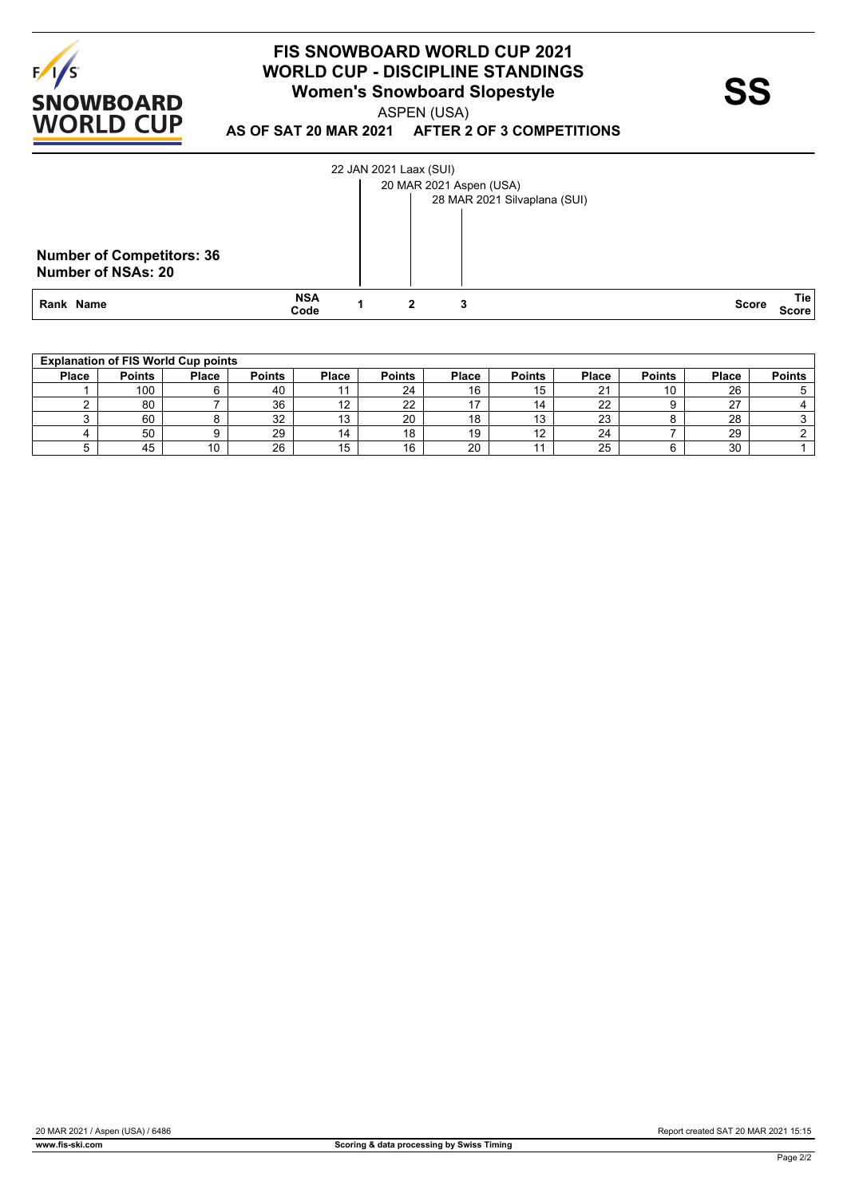# FIS SNOWBOARD WORLD CUP 2021
## WORLD CUP - DISCIPLINE STANDINGS
## Women's Snowboard Slopestyle

**SS**

ASPEN (USA)

**AS OF SAT 20 MAR 2021 AFTER 2 OF 3 COMPETITIONS**

22 JAN 2021 Laax (SUI)
20 MAR 2021 Aspen (USA)
28 MAR 2021 Silvaplana (SUI)

**Number of Competitors: 36**
**Number of NSAs: 20**

| Rank | Name | NSA Code | 1 | 2 | 3 | Score | Tie Score |
|---|---|---|---|---|---|---|---|

**Explanation of FIS World Cup points**

| Place | Points | Place | Points | Place | Points | Place | Points | Place | Points | Place | Points |
|---|---|---|---|---|---|---|---|---|---|---|---|
| 1 | 100 | 6 | 40 | 11 | 24 | 16 | 15 | 21 | 10 | 26 | 5 |
| 2 | 80 | 7 | 36 | 12 | 22 | 17 | 14 | 22 | 9 | 27 | 4 |
| 3 | 60 | 8 | 32 | 13 | 20 | 18 | 13 | 23 | 8 | 28 | 3 |
| 4 | 50 | 9 | 29 | 14 | 18 | 19 | 12 | 24 | 7 | 29 | 2 |
| 5 | 45 | 10 | 26 | 15 | 16 | 20 | 11 | 25 | 6 | 30 | 1 |

20 MAR 2021 / Aspen (USA) / 6486

Report created SAT 20 MAR 2021 15:15

www.fis-ski.com

Scoring & data processing by Swiss Timing